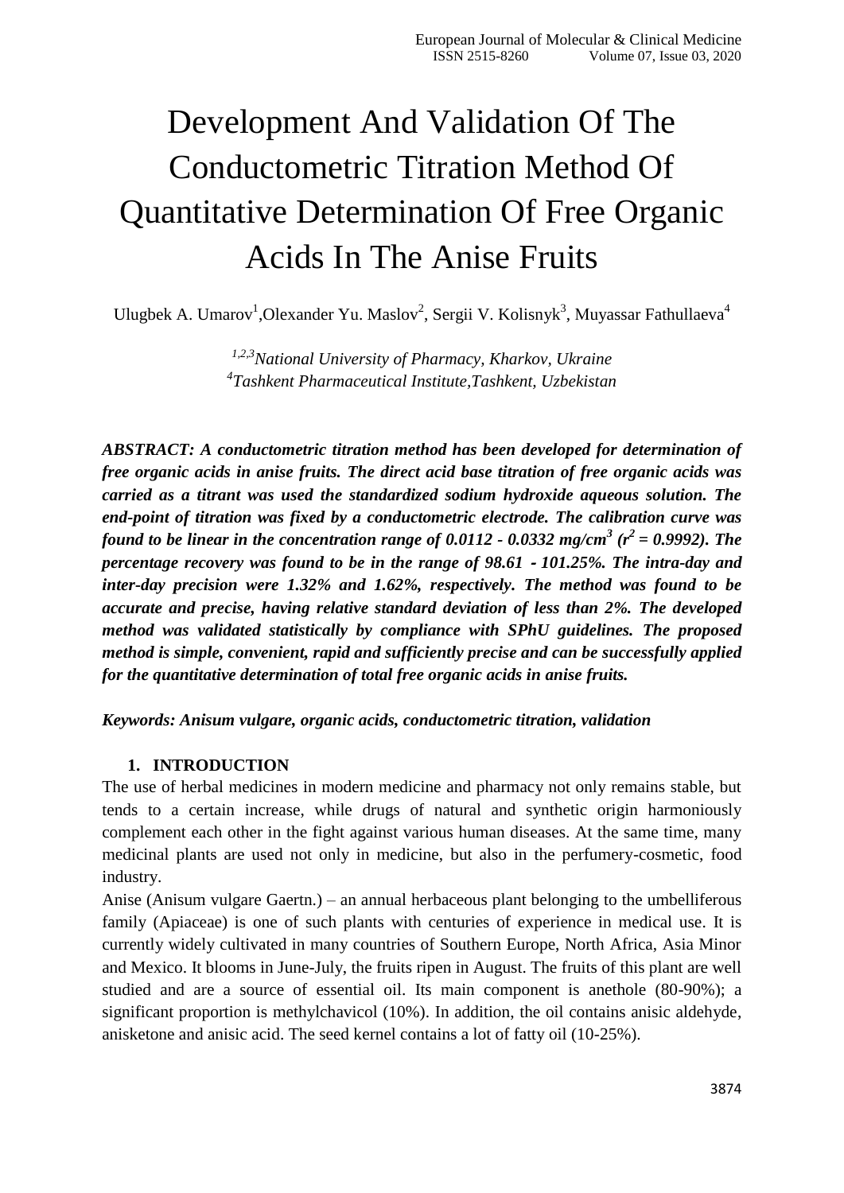# Development And Validation Of The Conductometric Titration Method Of Quantitative Determination Of Free Organic Acids In The Anise Fruits

Ulugbek A. Umarov[1], Olexander Yu. Maslov[2], Sergii V. Kolisnyk[3], Muyassar Fathullaeva[4]

*[1,2,3]National University of Pharmacy, Kharkov, Ukraine*
*[4]Tashkent Pharmaceutical Institute, Tashkent, Uzbekistan*

***ABSTRACT: A conductometric titration method has been developed for determination of free organic acids in anise fruits. The direct acid base titration of free organic acids was carried as a titrant was used the standardized sodium hydroxide aqueous solution. The end-point of titration was fixed by a conductometric electrode. The calibration curve was found to be linear in the concentration range of 0.0112 - 0.0332 mg/cm$^3$ ($r^2$ = 0.9992). The percentage recovery was found to be in the range of 98.61 - 101.25%. The intra-day and inter-day precision were 1.32% and 1.62%, respectively. The method was found to be accurate and precise, having relative standard deviation of less than 2%. The developed method was validated statistically by compliance with SPhU guidelines. The proposed method is simple, convenient, rapid and sufficiently precise and can be successfully applied for the quantitative determination of total free organic acids in anise fruits.***

***Keywords: Anisum vulgare, organic acids, conductometric titration, validation***

## 1. INTRODUCTION

The use of herbal medicines in modern medicine and pharmacy not only remains stable, but tends to a certain increase, while drugs of natural and synthetic origin harmoniously complement each other in the fight against various human diseases. At the same time, many medicinal plants are used not only in medicine, but also in the perfumery-cosmetic, food industry.

Anise (Anisum vulgare Gaertn.) – an annual herbaceous plant belonging to the umbelliferous family (Apiaceae) is one of such plants with centuries of experience in medical use. It is currently widely cultivated in many countries of Southern Europe, North Africa, Asia Minor and Mexico. It blooms in June-July, the fruits ripen in August. The fruits of this plant are well studied and are a source of essential oil. Its main component is anethole (80-90%); a significant proportion is methylchavicol (10%). In addition, the oil contains anisic aldehyde, anisketone and anisic acid. The seed kernel contains a lot of fatty oil (10-25%).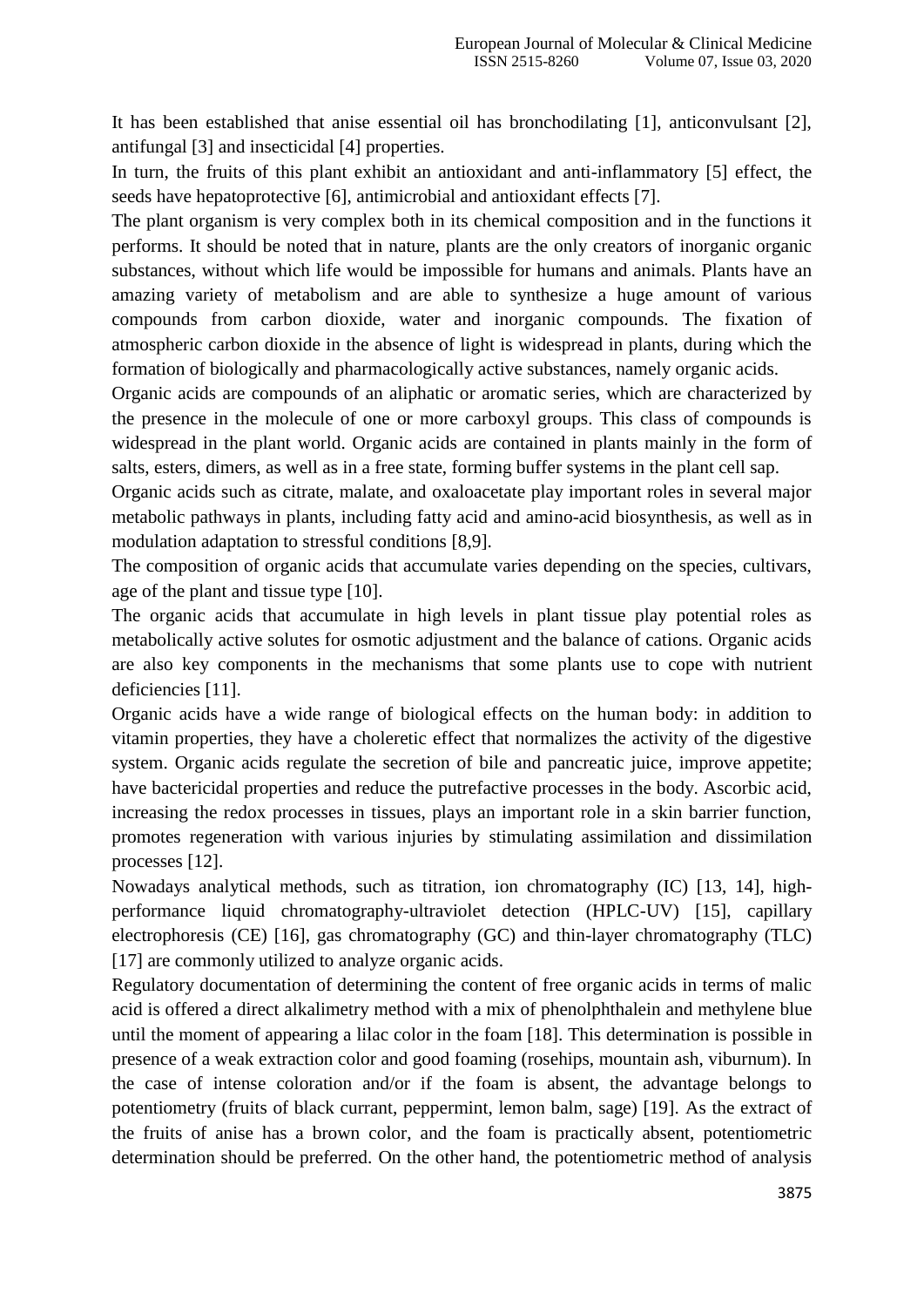It has been established that anise essential oil has bronchodilating [1], anticonvulsant [2], antifungal [3] and insecticidal [4] properties.

In turn, the fruits of this plant exhibit an antioxidant and anti-inflammatory [5] effect, the seeds have hepatoprotective [6], antimicrobial and antioxidant effects [7].

The plant organism is very complex both in its chemical composition and in the functions it performs. It should be noted that in nature, plants are the only creators of inorganic organic substances, without which life would be impossible for humans and animals. Plants have an amazing variety of metabolism and are able to synthesize a huge amount of various compounds from carbon dioxide, water and inorganic compounds. The fixation of atmospheric carbon dioxide in the absence of light is widespread in plants, during which the formation of biologically and pharmacologically active substances, namely organic acids.

Organic acids are compounds of an aliphatic or aromatic series, which are characterized by the presence in the molecule of one or more carboxyl groups. This class of compounds is widespread in the plant world. Organic acids are contained in plants mainly in the form of salts, esters, dimers, as well as in a free state, forming buffer systems in the plant cell sap.

Organic acids such as citrate, malate, and oxaloacetate play important roles in several major metabolic pathways in plants, including fatty acid and amino-acid biosynthesis, as well as in modulation adaptation to stressful conditions [8,9].

The composition of organic acids that accumulate varies depending on the species, cultivars, age of the plant and tissue type [10].

The organic acids that accumulate in high levels in plant tissue play potential roles as metabolically active solutes for osmotic adjustment and the balance of cations. Organic acids are also key components in the mechanisms that some plants use to cope with nutrient deficiencies [11].

Organic acids have a wide range of biological effects on the human body: in addition to vitamin properties, they have a choleretic effect that normalizes the activity of the digestive system. Organic acids regulate the secretion of bile and pancreatic juice, improve appetite; have bactericidal properties and reduce the putrefactive processes in the body. Ascorbic acid, increasing the redox processes in tissues, plays an important role in a skin barrier function, promotes regeneration with various injuries by stimulating assimilation and dissimilation processes [12].

Nowadays analytical methods, such as titration, ion chromatography (IC) [13, 14], high-performance liquid chromatography-ultraviolet detection (HPLC-UV) [15], capillary electrophoresis (CE) [16], gas chromatography (GC) and thin-layer chromatography (TLC) [17] are commonly utilized to analyze organic acids.

Regulatory documentation of determining the content of free organic acids in terms of malic acid is offered a direct alkalimetry method with a mix of phenolphthalein and methylene blue until the moment of appearing a lilac color in the foam [18]. This determination is possible in presence of a weak extraction color and good foaming (rosehips, mountain ash, viburnum). In the case of intense coloration and/or if the foam is absent, the advantage belongs to potentiometry (fruits of black currant, peppermint, lemon balm, sage) [19]. As the extract of the fruits of anise has a brown color, and the foam is practically absent, potentiometric determination should be preferred. On the other hand, the potentiometric method of analysis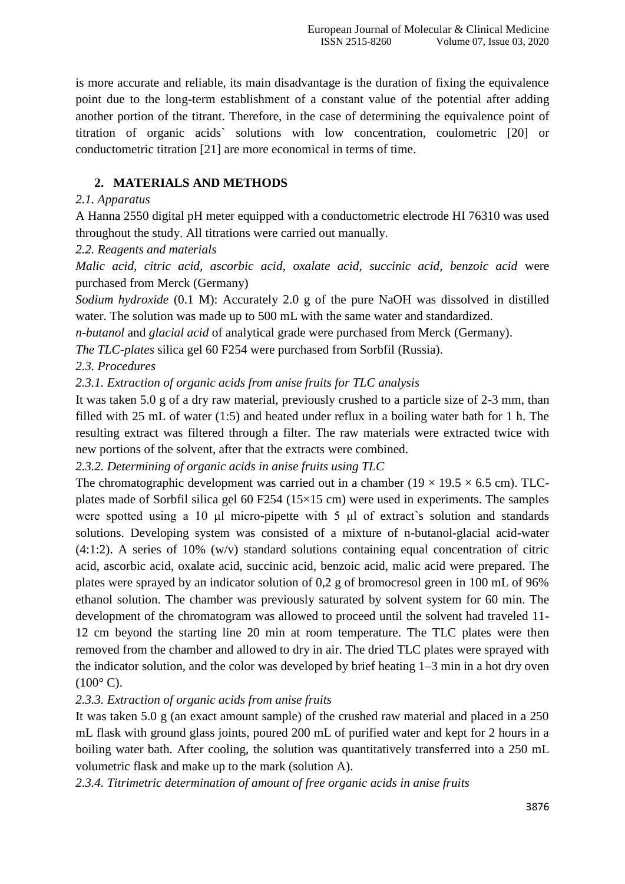is more accurate and reliable, its main disadvantage is the duration of fixing the equivalence point due to the long-term establishment of a constant value of the potential after adding another portion of the titrant. Therefore, in the case of determining the equivalence point of titration of organic acids` solutions with low concentration, coulometric [20] or conductometric titration [21] are more economical in terms of time.

## 2. MATERIALS AND METHODS

*2.1. Apparatus*

A Hanna 2550 digital pH meter equipped with a conductometric electrode HI 76310 was used throughout the study. All titrations were carried out manually.

*2.2. Reagents and materials*

*Malic acid, citric acid, ascorbic acid, oxalate acid, succinic acid, benzoic acid* were purchased from Merck (Germany)

*Sodium hydroxide* (0.1 M): Accurately 2.0 g of the pure NaOH was dissolved in distilled water. The solution was made up to 500 mL with the same water and standardized.

*n-butanol* and *glacial acid* of analytical grade were purchased from Merck (Germany).

*The TLC-plates* silica gel 60 F254 were purchased from Sorbfil (Russia).

*2.3. Procedures*

*2.3.1. Extraction of organic acids from anise fruits for TLC analysis*

It was taken 5.0 g of a dry raw material, previously crushed to a particle size of 2-3 mm, than filled with 25 mL of water (1:5) and heated under reflux in a boiling water bath for 1 h. The resulting extract was filtered through a filter. The raw materials were extracted twice with new portions of the solvent, after that the extracts were combined.

*2.3.2. Determining of organic acids in anise fruits using TLC*

The chromatographic development was carried out in a chamber ($19 \times 19.5 \times 6.5$ cm). TLC-plates made of Sorbfil silica gel 60 F254 ($15 \times 15$ cm) were used in experiments. The samples were spotted using a 10 μl micro-pipette with 5 μl of extract`s solution and standards solutions. Developing system was consisted of a mixture of n-butanol-glacial acid-water (4:1:2). A series of 10% (w/v) standard solutions containing equal concentration of citric acid, ascorbic acid, oxalate acid, succinic acid, benzoic acid, malic acid were prepared. The plates were sprayed by an indicator solution of 0,2 g of bromocresol green in 100 mL of 96% ethanol solution. The chamber was previously saturated by solvent system for 60 min. The development of the chromatogram was allowed to proceed until the solvent had traveled 11-12 cm beyond the starting line 20 min at room temperature. The TLC plates were then removed from the chamber and allowed to dry in air. The dried TLC plates were sprayed with the indicator solution, and the color was developed by brief heating 1–3 min in a hot dry oven (100° C).

*2.3.3. Extraction of organic acids from anise fruits*

It was taken 5.0 g (an exact amount sample) of the crushed raw material and placed in a 250 mL flask with ground glass joints, poured 200 mL of purified water and kept for 2 hours in a boiling water bath. After cooling, the solution was quantitatively transferred into a 250 mL volumetric flask and make up to the mark (solution A).

*2.3.4. Titrimetric determination of amount of free organic acids in anise fruits*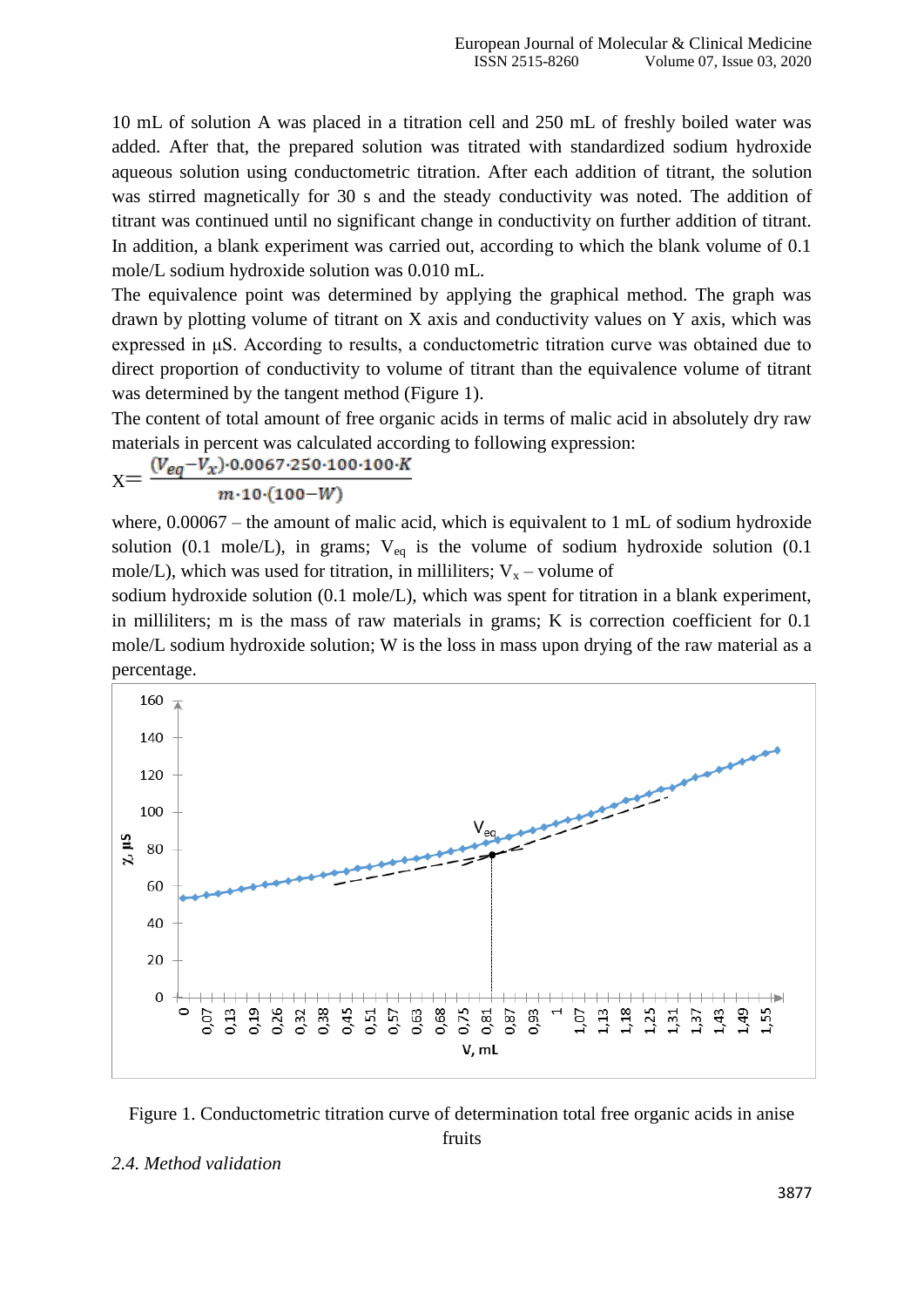10 mL of solution A was placed in a titration cell and 250 mL of freshly boiled water was added. After that, the prepared solution was titrated with standardized sodium hydroxide aqueous solution using conductometric titration. After each addition of titrant, the solution was stirred magnetically for 30 s and the steady conductivity was noted. The addition of titrant was continued until no significant change in conductivity on further addition of titrant. In addition, a blank experiment was carried out, according to which the blank volume of 0.1 mole/L sodium hydroxide solution was 0.010 mL.

The equivalence point was determined by applying the graphical method. The graph was drawn by plotting volume of titrant on X axis and conductivity values on Y axis, which was expressed in μS. According to results, a conductometric titration curve was obtained due to direct proportion of conductivity to volume of titrant than the equivalence volume of titrant was determined by the tangent method (Figure 1).

The content of total amount of free organic acids in terms of malic acid in absolutely dry raw materials in percent was calculated according to following expression:

$$X = \frac{(V_{eq} - V_x) \cdot 0.0067 \cdot 250 \cdot 100 \cdot 100 \cdot K}{m \cdot 10 \cdot (100 - W)}$$

where, 0.00067 – the amount of malic acid, which is equivalent to 1 mL of sodium hydroxide solution (0.1 mole/L), in grams; $V_{eq}$ is the volume of sodium hydroxide solution (0.1 mole/L), which was used for titration, in milliliters; $V_x$ – volume of sodium hydroxide solution (0.1 mole/L), which was spent for titration in a blank experiment, in milliliters; m is the mass of raw materials in grams; K is correction coefficient for 0.1 mole/L sodium hydroxide solution; W is the loss in mass upon drying of the raw material as a percentage.

Figure 1. Conductometric titration curve of determination total free organic acids in anise fruits

*2.4. Method validation*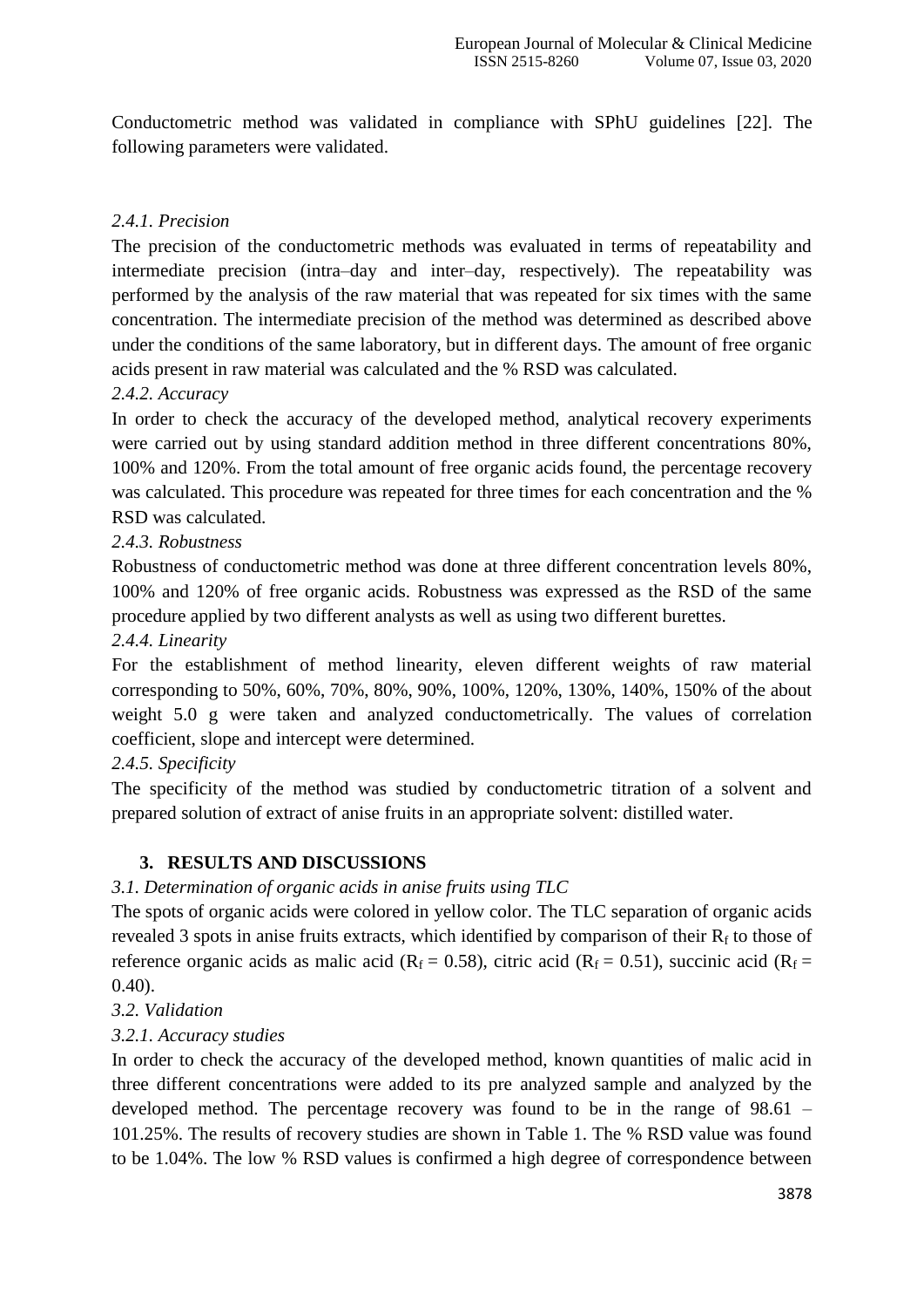Conductometric method was validated in compliance with SPhU guidelines [22]. The following parameters were validated.

*2.4.1. Precision*

The precision of the conductometric methods was evaluated in terms of repeatability and intermediate precision (intra–day and inter–day, respectively). The repeatability was performed by the analysis of the raw material that was repeated for six times with the same concentration. The intermediate precision of the method was determined as described above under the conditions of the same laboratory, but in different days. The amount of free organic acids present in raw material was calculated and the % RSD was calculated.

*2.4.2. Accuracy*

In order to check the accuracy of the developed method, analytical recovery experiments were carried out by using standard addition method in three different concentrations 80%, 100% and 120%. From the total amount of free organic acids found, the percentage recovery was calculated. This procedure was repeated for three times for each concentration and the % RSD was calculated.

*2.4.3. Robustness*

Robustness of conductometric method was done at three different concentration levels 80%, 100% and 120% of free organic acids. Robustness was expressed as the RSD of the same procedure applied by two different analysts as well as using two different burettes.

*2.4.4. Linearity*

For the establishment of method linearity, eleven different weights of raw material corresponding to 50%, 60%, 70%, 80%, 90%, 100%, 120%, 130%, 140%, 150% of the about weight 5.0 g were taken and analyzed conductometrically. The values of correlation coefficient, slope and intercept were determined.

*2.4.5. Specificity*

The specificity of the method was studied by conductometric titration of a solvent and prepared solution of extract of anise fruits in an appropriate solvent: distilled water.

## 3. RESULTS AND DISCUSSIONS

*3.1. Determination of organic acids in anise fruits using TLC*

The spots of organic acids were colored in yellow color. The TLC separation of organic acids revealed 3 spots in anise fruits extracts, which identified by comparison of their $R_f$ to those of reference organic acids as malic acid ($R_f$ = 0.58), citric acid ($R_f$ = 0.51), succinic acid ($R_f$ = 0.40).

*3.2. Validation*

*3.2.1. Accuracy studies*

In order to check the accuracy of the developed method, known quantities of malic acid in three different concentrations were added to its pre analyzed sample and analyzed by the developed method. The percentage recovery was found to be in the range of 98.61 – 101.25%. The results of recovery studies are shown in Table 1. The % RSD value was found to be 1.04%. The low % RSD values is confirmed a high degree of correspondence between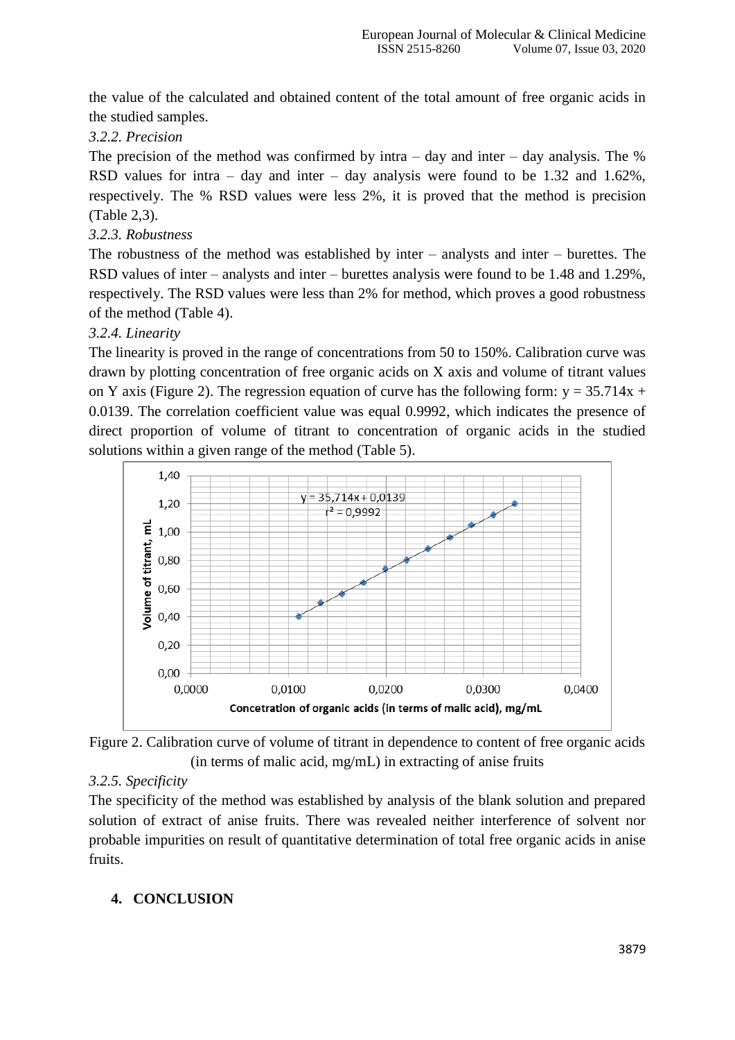the value of the calculated and obtained content of the total amount of free organic acids in the studied samples.

*3.2.2. Precision*

The precision of the method was confirmed by intra – day and inter – day analysis. The % RSD values for intra – day and inter – day analysis were found to be 1.32 and 1.62%, respectively. The % RSD values were less 2%, it is proved that the method is precision (Table 2,3).

*3.2.3. Robustness*

The robustness of the method was established by inter – analysts and inter – burettes. The RSD values of inter – analysts and inter – burettes analysis were found to be 1.48 and 1.29%, respectively. The RSD values were less than 2% for method, which proves a good robustness of the method (Table 4).

*3.2.4. Linearity*

The linearity is proved in the range of concentrations from 50 to 150%. Calibration curve was drawn by plotting concentration of free organic acids on X axis and volume of titrant values on Y axis (Figure 2). The regression equation of curve has the following form: $y = 35.714x + 0.0139$. The correlation coefficient value was equal 0.9992, which indicates the presence of direct proportion of volume of titrant to concentration of organic acids in the studied solutions within a given range of the method (Table 5).

Figure 2. Calibration curve of volume of titrant in dependence to content of free organic acids (in terms of malic acid, mg/mL) in extracting of anise fruits

*3.2.5. Specificity*

The specificity of the method was established by analysis of the blank solution and prepared solution of extract of anise fruits. There was revealed neither interference of solvent nor probable impurities on result of quantitative determination of total free organic acids in anise fruits.

## 4. CONCLUSION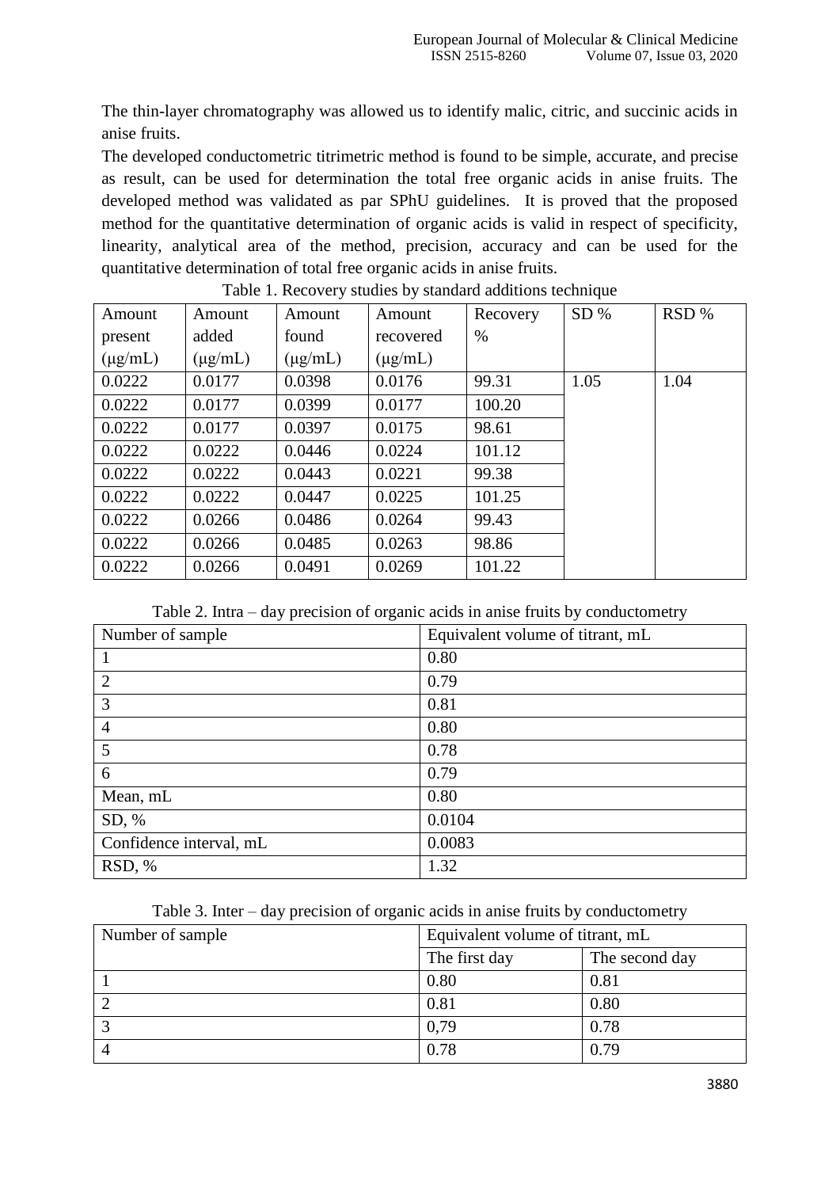The thin-layer chromatography was allowed us to identify malic, citric, and succinic acids in anise fruits.

The developed conductometric titrimetric method is found to be simple, accurate, and precise as result, can be used for determination the total free organic acids in anise fruits. The developed method was validated as par SPhU guidelines. It is proved that the proposed method for the quantitative determination of organic acids is valid in respect of specificity, linearity, analytical area of the method, precision, accuracy and can be used for the quantitative determination of total free organic acids in anise fruits.

Table 1. Recovery studies by standard additions technique

| Amount present (μg/mL) | Amount added (μg/mL) | Amount found (μg/mL) | Amount recovered (μg/mL) | Recovery % | SD % | RSD % |
|---|---|---|---|---|---|---|
| 0.0222 | 0.0177 | 0.0398 | 0.0176 | 99.31 | 1.05 | 1.04 |
| 0.0222 | 0.0177 | 0.0399 | 0.0177 | 100.20 | | |
| 0.0222 | 0.0177 | 0.0397 | 0.0175 | 98.61 | | |
| 0.0222 | 0.0222 | 0.0446 | 0.0224 | 101.12 | | |
| 0.0222 | 0.0222 | 0.0443 | 0.0221 | 99.38 | | |
| 0.0222 | 0.0222 | 0.0447 | 0.0225 | 101.25 | | |
| 0.0222 | 0.0266 | 0.0486 | 0.0264 | 99.43 | | |
| 0.0222 | 0.0266 | 0.0485 | 0.0263 | 98.86 | | |
| 0.0222 | 0.0266 | 0.0491 | 0.0269 | 101.22 | | |

Table 2. Intra – day precision of organic acids in anise fruits by conductometry

| Number of sample | Equivalent volume of titrant, mL |
|---|---|
| 1 | 0.80 |
| 2 | 0.79 |
| 3 | 0.81 |
| 4 | 0.80 |
| 5 | 0.78 |
| 6 | 0.79 |
| Mean, mL | 0.80 |
| SD, % | 0.0104 |
| Confidence interval, mL | 0.0083 |
| RSD, % | 1.32 |

Table 3. Inter – day precision of organic acids in anise fruits by conductometry

| Number of sample | Equivalent volume of titrant, mL | |
|---|---|---|
| | The first day | The second day |
| 1 | 0.80 | 0.81 |
| 2 | 0.81 | 0.80 |
| 3 | 0,79 | 0.78 |
| 4 | 0.78 | 0.79 |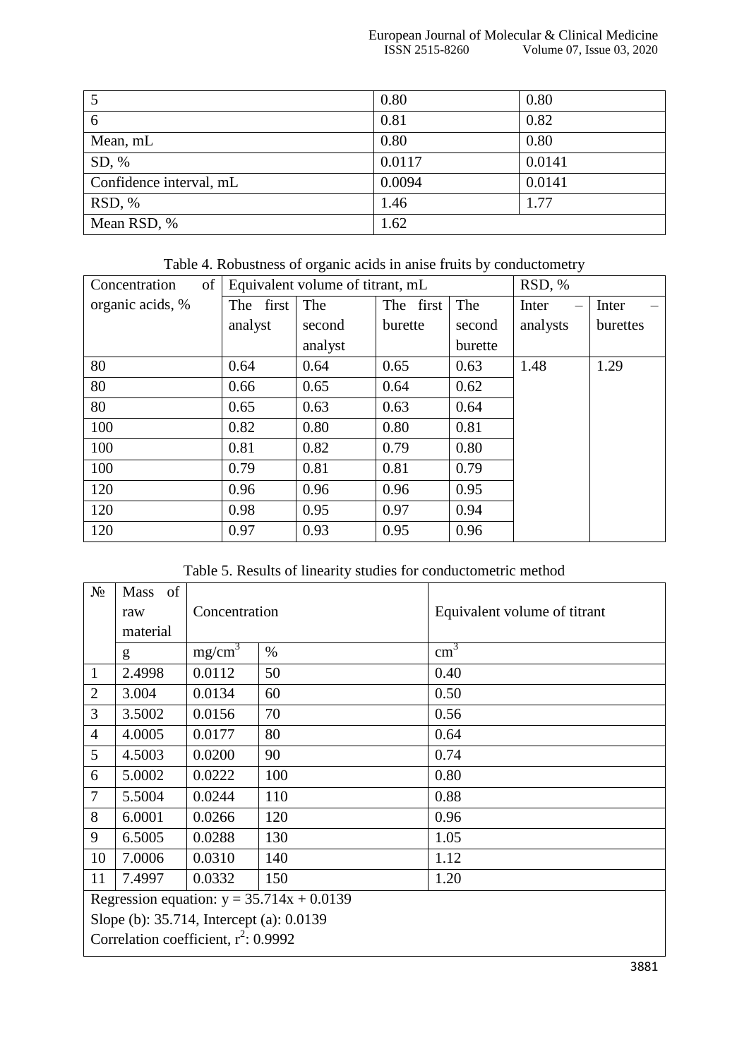| | | |
|---|---|---|
| 5 | 0.80 | 0.80 |
| 6 | 0.81 | 0.82 |
| Mean, mL | 0.80 | 0.80 |
| SD, % | 0.0117 | 0.0141 |
| Confidence interval, mL | 0.0094 | 0.0141 |
| RSD, % | 1.46 | 1.77 |
| Mean RSD, % | 1.62 | |

Table 4. Robustness of organic acids in anise fruits by conductometry

| Concentration of organic acids, % | Equivalent volume of titrant, mL | | | | RSD, % | |
|---|---|---|---|---|---|---|
| | The first analyst | The second analyst | The first burette | The second burette | Inter – analysts | Inter – burettes |
| 80 | 0.64 | 0.64 | 0.65 | 0.63 | 1.48 | 1.29 |
| 80 | 0.66 | 0.65 | 0.64 | 0.62 | | |
| 80 | 0.65 | 0.63 | 0.63 | 0.64 | | |
| 100 | 0.82 | 0.80 | 0.80 | 0.81 | | |
| 100 | 0.81 | 0.82 | 0.79 | 0.80 | | |
| 100 | 0.79 | 0.81 | 0.81 | 0.79 | | |
| 120 | 0.96 | 0.96 | 0.96 | 0.95 | | |
| 120 | 0.98 | 0.95 | 0.97 | 0.94 | | |
| 120 | 0.97 | 0.93 | 0.95 | 0.96 | | |

Table 5. Results of linearity studies for conductometric method

| № | Mass of raw material | Concentration | | Equivalent volume of titrant |
|---|---|---|---|---|
| | g | $mg/cm^3$ | % | $cm^3$ |
| 1 | 2.4998 | 0.0112 | 50 | 0.40 |
| 2 | 3.004 | 0.0134 | 60 | 0.50 |
| 3 | 3.5002 | 0.0156 | 70 | 0.56 |
| 4 | 4.0005 | 0.0177 | 80 | 0.64 |
| 5 | 4.5003 | 0.0200 | 90 | 0.74 |
| 6 | 5.0002 | 0.0222 | 100 | 0.80 |
| 7 | 5.5004 | 0.0244 | 110 | 0.88 |
| 8 | 6.0001 | 0.0266 | 120 | 0.96 |
| 9 | 6.5005 | 0.0288 | 130 | 1.05 |
| 10 | 7.0006 | 0.0310 | 140 | 1.12 |
| 11 | 7.4997 | 0.0332 | 150 | 1.20 |
| Regression equation: $y = 35.714x + 0.0139$ | | | | |
| Slope (b): 35.714, Intercept (a): 0.0139 | | | | |
| Correlation coefficient, $r^2$: 0.9992 | | | | |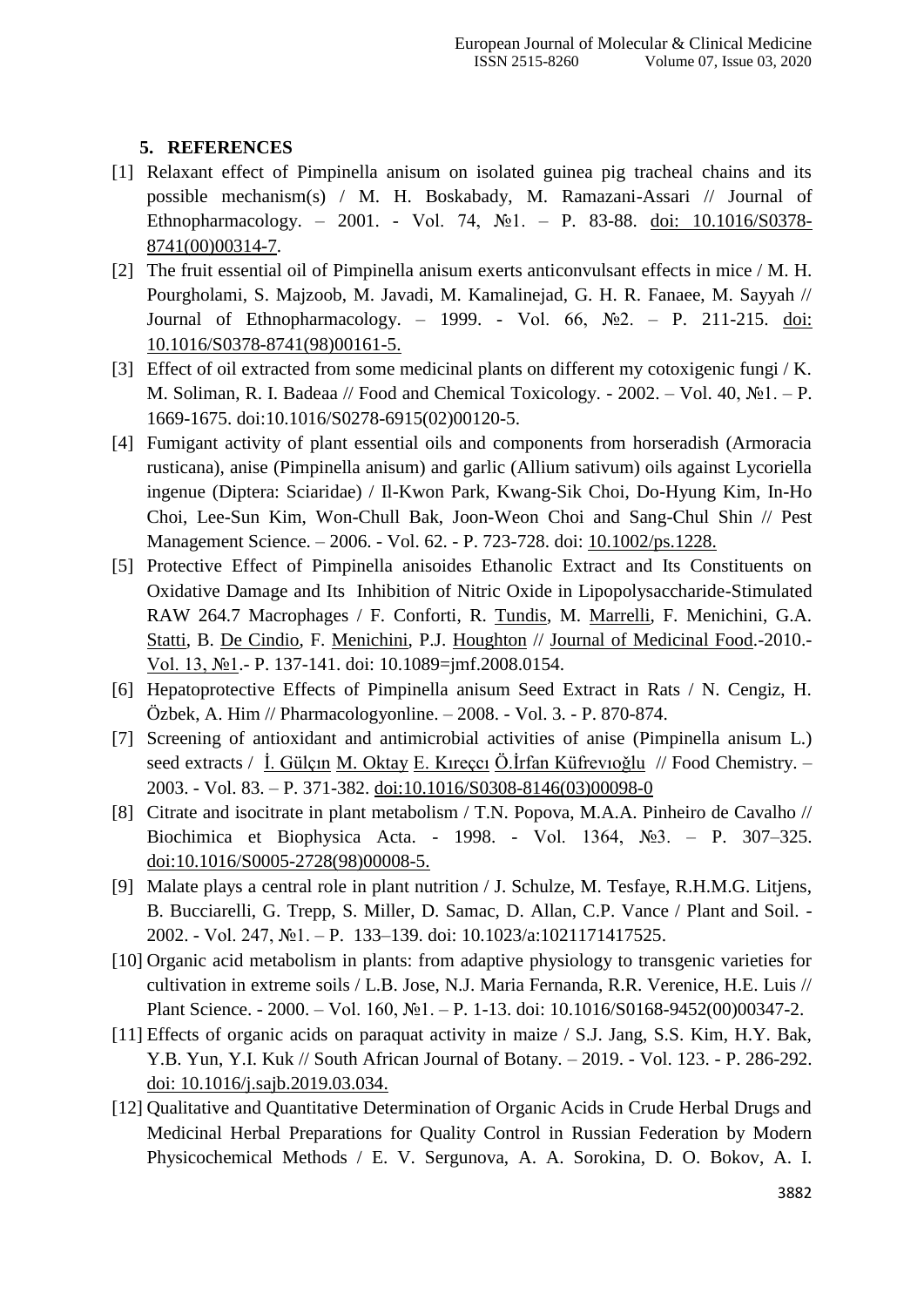## 5. REFERENCES

[1] Relaxant effect of Pimpinella anisum on isolated guinea pig tracheal chains and its possible mechanism(s) / M. H. Boskabady, M. Ramazani-Assari // Journal of Ethnopharmacology. – 2001. - Vol. 74, №1. – P. 83-88. doi: 10.1016/S0378-8741(00)00314-7.

[2] The fruit essential oil of Pimpinella anisum exerts anticonvulsant effects in mice / M. H. Pourgholami, S. Majzoob, M. Javadi, M. Kamalinejad, G. H. R. Fanaee, M. Sayyah // Journal of Ethnopharmacology. – 1999. - Vol. 66, №2. – P. 211-215. doi: 10.1016/S0378-8741(98)00161-5.

[3] Effect of oil extracted from some medicinal plants on different my cotoxigenic fungi / K. M. Soliman, R. I. Badeaa // Food and Chemical Toxicology. - 2002. – Vol. 40, №1. – P. 1669-1675. doi:10.1016/S0278-6915(02)00120-5.

[4] Fumigant activity of plant essential oils and components from horseradish (Armoracia rusticana), anise (Pimpinella anisum) and garlic (Allium sativum) oils against Lycoriella ingenue (Diptera: Sciaridae) / Il-Kwon Park, Kwang-Sik Choi, Do-Hyung Kim, In-Ho Choi, Lee-Sun Kim, Won-Chull Bak, Joon-Weon Choi and Sang-Chul Shin // Pest Management Science. – 2006. - Vol. 62. - P. 723-728. doi: 10.1002/ps.1228.

[5] Protective Effect of Pimpinella anisoides Ethanolic Extract and Its Constituents on Oxidative Damage and Its Inhibition of Nitric Oxide in Lipopolysaccharide-Stimulated RAW 264.7 Macrophages / F. Conforti, R. Tundis, M. Marrelli, F. Menichini, G.A. Statti, B. De Cindio, F. Menichini, P.J. Houghton // Journal of Medicinal Food.-2010.- Vol. 13, №1.- P. 137-141. doi: 10.1089=jmf.2008.0154.

[6] Hepatoprotective Effects of Pimpinella anisum Seed Extract in Rats / N. Cengiz, H. Özbek, A. Him // Pharmacologyonline. – 2008. - Vol. 3. - P. 870-874.

[7] Screening of antioxidant and antimicrobial activities of anise (Pimpinella anisum L.) seed extracts / İ. Gülçın M. Oktay E. Kıreçcı Ö.İrfan Küfrevıoğlu // Food Chemistry. – 2003. - Vol. 83. – P. 371-382. doi:10.1016/S0308-8146(03)00098-0

[8] Citrate and isocitrate in plant metabolism / T.N. Popova, M.A.A. Pinheiro de Cavalho // Biochimica et Biophysica Acta. - 1998. - Vol. 1364, №3. – P. 307–325. doi:10.1016/S0005-2728(98)00008-5.

[9] Malate plays a central role in plant nutrition / J. Schulze, M. Tesfaye, R.H.M.G. Litjens, B. Bucciarelli, G. Trepp, S. Miller, D. Samac, D. Allan, C.P. Vance / Plant and Soil. - 2002. - Vol. 247, №1. – P. 133–139. doi: 10.1023/a:1021171417525.

[10] Organic acid metabolism in plants: from adaptive physiology to transgenic varieties for cultivation in extreme soils / L.B. Jose, N.J. Maria Fernanda, R.R. Verenice, H.E. Luis // Plant Science. - 2000. – Vol. 160, №1. – P. 1-13. doi: 10.1016/S0168-9452(00)00347-2.

[11] Effects of organic acids on paraquat activity in maize / S.J. Jang, S.S. Kim, H.Y. Bak, Y.B. Yun, Y.I. Kuk // South African Journal of Botany. – 2019. - Vol. 123. - P. 286-292. doi: 10.1016/j.sajb.2019.03.034.

[12] Qualitative and Quantitative Determination of Organic Acids in Crude Herbal Drugs and Medicinal Herbal Preparations for Quality Control in Russian Federation by Modern Physicochemical Methods / E. V. Sergunova, A. A. Sorokina, D. O. Bokov, A. I.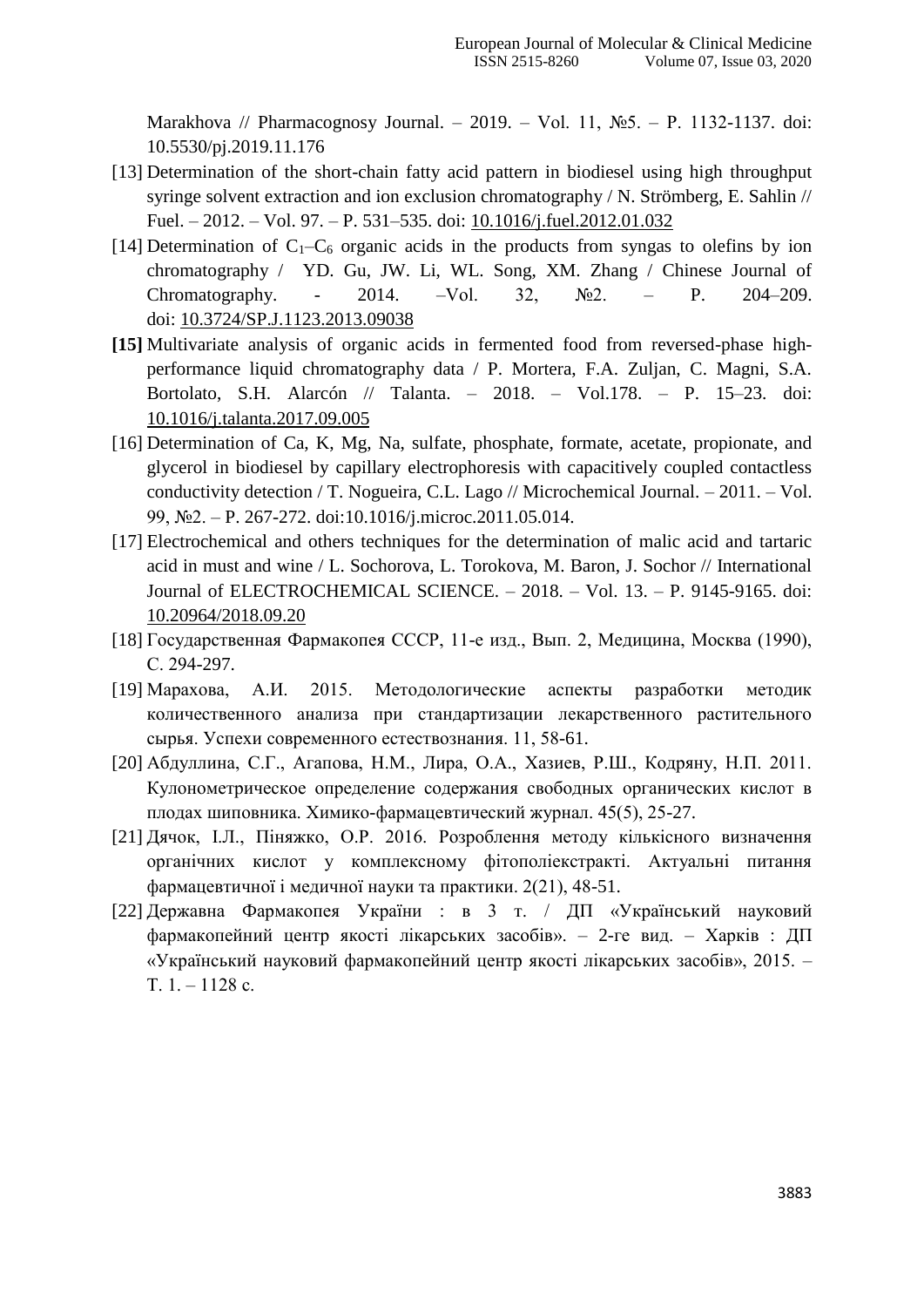Marakhova // Pharmacognosy Journal. – 2019. – Vol. 11, №5. – P. 1132-1137. doi: 10.5530/pj.2019.11.176

[13] Determination of the short-chain fatty acid pattern in biodiesel using high throughput syringe solvent extraction and ion exclusion chromatography / N. Strömberg, E. Sahlin // Fuel. – 2012. – Vol. 97. – P. 531–535. doi: 10.1016/j.fuel.2012.01.032

[14] Determination of $C_1$–$C_6$ organic acids in the products from syngas to olefins by ion chromatography / YD. Gu, JW. Li, WL. Song, XM. Zhang / Chinese Journal of Chromatography. - 2014. –Vol. 32, №2. – P. 204–209. doi: 10.3724/SP.J.1123.2013.09038

**[15]** Multivariate analysis of organic acids in fermented food from reversed-phase high-performance liquid chromatography data / P. Mortera, F.A. Zuljan, C. Magni, S.A. Bortolato, S.H. Alarcón // Talanta. – 2018. – Vol.178. – P. 15–23. doi: 10.1016/j.talanta.2017.09.005

[16] Determination of Ca, K, Mg, Na, sulfate, phosphate, formate, acetate, propionate, and glycerol in biodiesel by capillary electrophoresis with capacitively coupled contactless conductivity detection / T. Nogueira, C.L. Lago // Microchemical Journal. – 2011. – Vol. 99, №2. – P. 267-272. doi:10.1016/j.microc.2011.05.014.

[17] Electrochemical and others techniques for the determination of malic acid and tartaric acid in must and wine / L. Sochorova, L. Torokova, M. Baron, J. Sochor // International Journal of ELECTROCHEMICAL SCIENCE. – 2018. – Vol. 13. – P. 9145-9165. doi: 10.20964/2018.09.20

[18] Государственная Фармакопея СССР, 11-е изд., Вып. 2, Медицина, Москва (1990), С. 294-297.

[19] Марахова, А.И. 2015. Методологические аспекты разработки методик количественного анализа при стандартизации лекарственного растительного сырья. Успехи современного естествознания. 11, 58-61.

[20] Абдуллина, С.Г., Агапова, Н.М., Лира, О.А., Хазиев, Р.Ш., Кодряну, Н.П. 2011. Кулонометрическое определение содержания свободных органических кислот в плодах шиповника. Химико-фармацевтический журнал. 45(5), 25-27.

[21] Дячок, І.Л., Піняжко, О.Р. 2016. Розроблення методу кількісного визначення органічних кислот у комплексному фітополіекстракті. Актуальні питання фармацевтичної і медичної науки та практики. 2(21), 48-51.

[22] Державна Фармакопея України : в 3 т. / ДП «Український науковий фармакопейний центр якості лікарських засобів». – 2-ге вид. – Харків : ДП «Український науковий фармакопейний центр якості лікарських засобів», 2015. – Т. 1. – 1128 с.